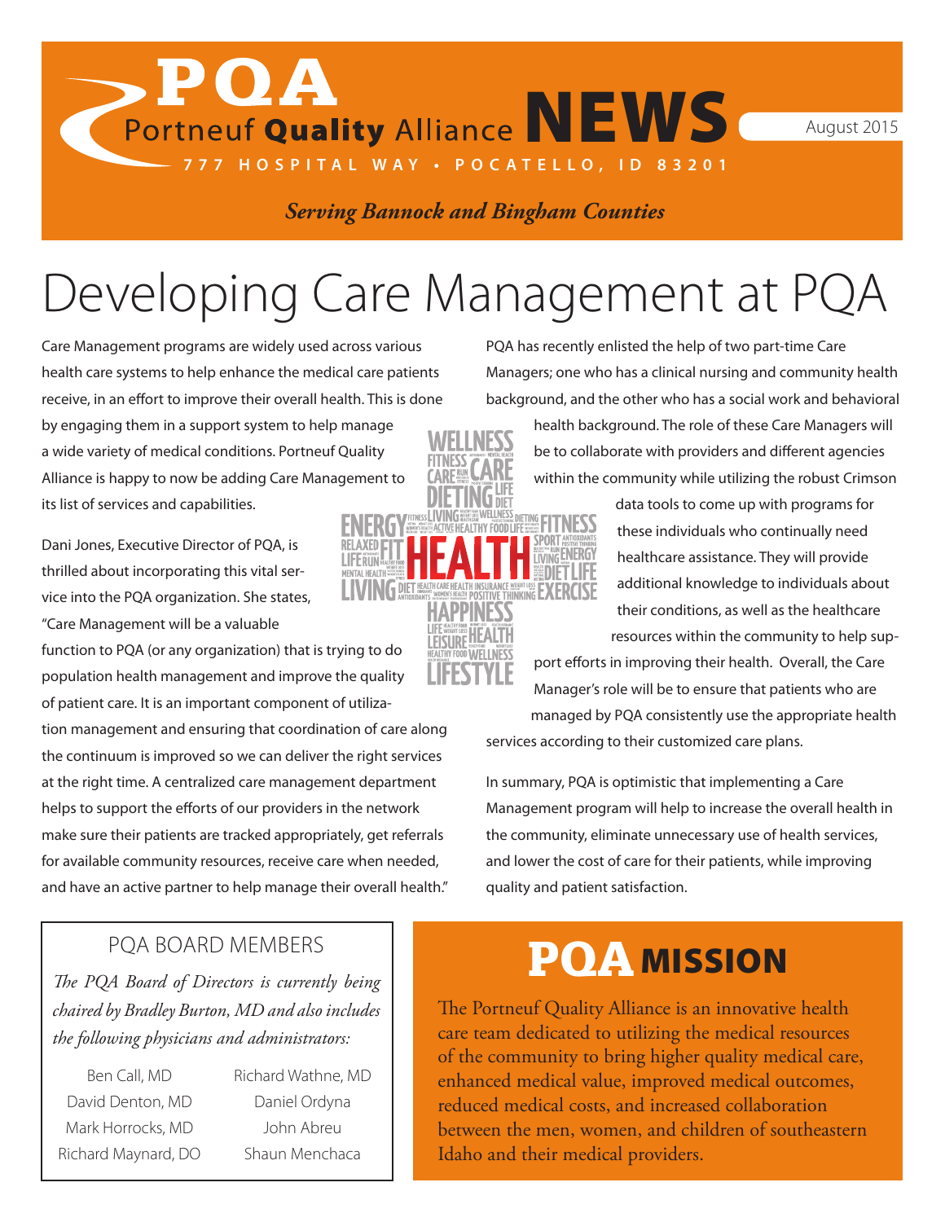# PQA Portneuf Quality Alliance NEWS

**777 HOSPITAL WAY • POCATELLO, ID 83201**

August 2015

*Serving Bannock and Bingham Counties*

# Developing Care Management at PQA

Care Management programs are widely used across various health care systems to help enhance the medical care patients receive, in an effort to improve their overall health. This is done by engaging them in a support system to help manage a wide variety of medical conditions. Portneuf Quality Alliance is happy to now be adding Care Management to its list of services and capabilities.

Dani Jones, Executive Director of PQA, is thrilled about incorporating this vital service into the PQA organization. She states, "Care Management will be a valuable function to PQA (or any organization) that is trying to do population health management and improve the quality of patient care. It is an important component of utilization management and ensuring that coordination of care along the continuum is improved so we can deliver the right services at the right time. A centralized care management department helps to support the efforts of our providers in the network make sure their patients are tracked appropriately, get referrals for available community resources, receive care when needed, and have an active partner to help manage their overall health."

PQA has recently enlisted the help of two part-time Care Managers; one who has a clinical nursing and community health background, and the other who has a social work and behavioral health background. The role of these Care Managers will be to collaborate with providers and different agencies within the community while utilizing the robust Crimson data tools to come up with programs for these individuals who continually need healthcare assistance. They will provide additional knowledge to individuals about their conditions, as well as the healthcare resources within the community to help support efforts in improving their health. Overall, the Care Manager's role will be to ensure that patients who are managed by PQA consistently use the appropriate health services according to their customized care plans.

In summary, PQA is optimistic that implementing a Care Management program will help to increase the overall health in the community, eliminate unnecessary use of health services, and lower the cost of care for their patients, while improving quality and patient satisfaction.

## PQA BOARD MEMBERS

*The PQA Board of Directors is currently being chaired by Bradley Burton, MD and also includes the following physicians and administrators:*

- Ben Call, MD
- David Denton, MD
- Mark Horrocks, MD
- Richard Maynard, DO
- Richard Wathne, MD
- Daniel Ordyna
- John Abreu
- Shaun Menchaca

## PQA MISSION

The Portneuf Quality Alliance is an innovative health care team dedicated to utilizing the medical resources of the community to bring higher quality medical care, enhanced medical value, improved medical outcomes, reduced medical costs, and increased collaboration between the men, women, and children of southeastern Idaho and their medical providers.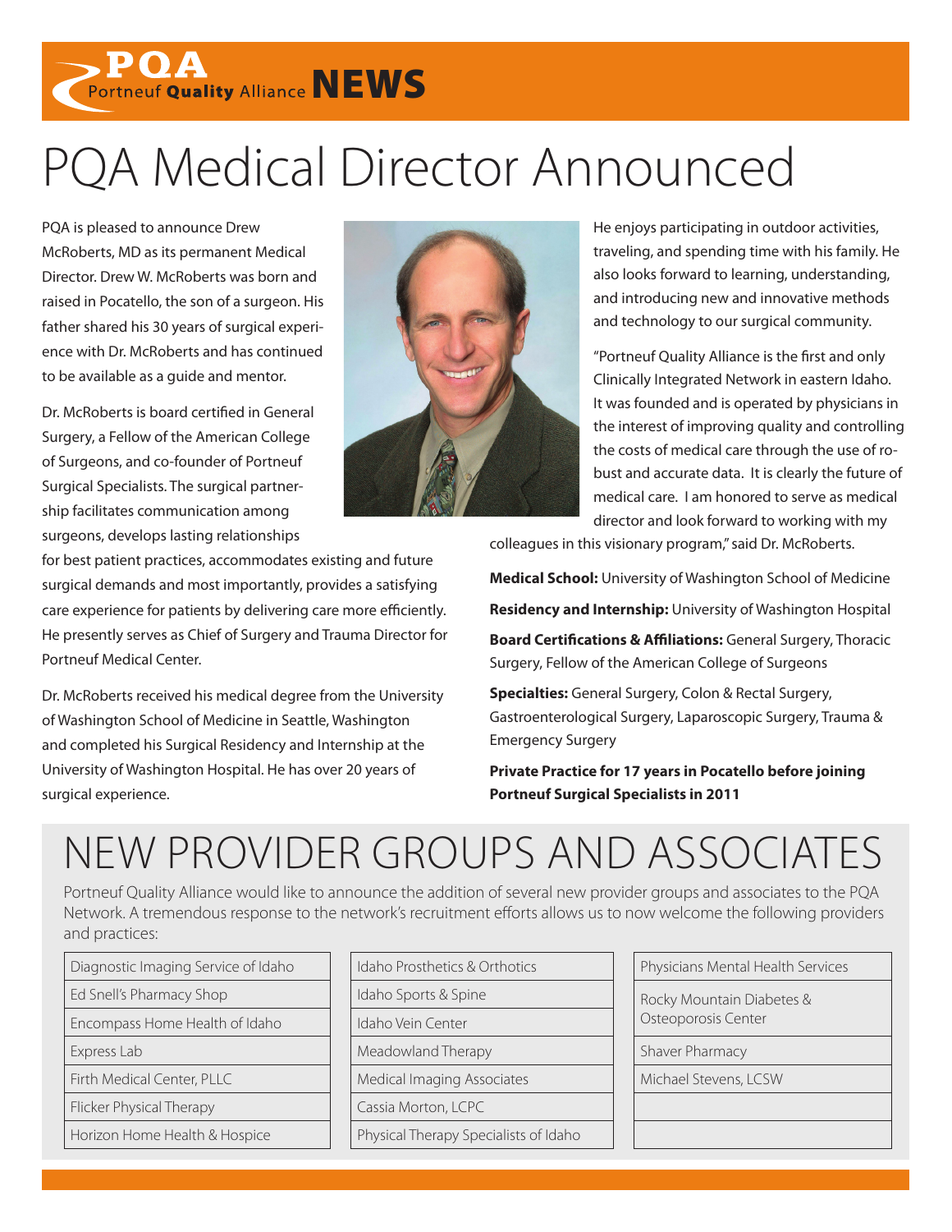# PQA Portneuf Quality Alliance NEWS

# PQA Medical Director Announced

PQA is pleased to announce Drew McRoberts, MD as its permanent Medical Director. Drew W. McRoberts was born and raised in Pocatello, the son of a surgeon. His father shared his 30 years of surgical experience with Dr. McRoberts and has continued to be available as a guide and mentor.

Dr. McRoberts is board certified in General Surgery, a Fellow of the American College of Surgeons, and co-founder of Portneuf Surgical Specialists. The surgical partnership facilitates communication among surgeons, develops lasting relationships for best patient practices, accommodates existing and future surgical demands and most importantly, provides a satisfying care experience for patients by delivering care more efficiently. He presently serves as Chief of Surgery and Trauma Director for Portneuf Medical Center.

Dr. McRoberts received his medical degree from the University of Washington School of Medicine in Seattle, Washington and completed his Surgical Residency and Internship at the University of Washington Hospital. He has over 20 years of surgical experience.

He enjoys participating in outdoor activities, traveling, and spending time with his family. He also looks forward to learning, understanding, and introducing new and innovative methods and technology to our surgical community.

"Portneuf Quality Alliance is the first and only Clinically Integrated Network in eastern Idaho. It was founded and is operated by physicians in the interest of improving quality and controlling the costs of medical care through the use of robust and accurate data. It is clearly the future of medical care. I am honored to serve as medical director and look forward to working with my colleagues in this visionary program," said Dr. McRoberts.

**Medical School:** University of Washington School of Medicine

**Residency and Internship:** University of Washington Hospital

**Board Certifications & Affiliations:** General Surgery, Thoracic Surgery, Fellow of the American College of Surgeons

**Specialties:** General Surgery, Colon & Rectal Surgery, Gastroenterological Surgery, Laparoscopic Surgery, Trauma & Emergency Surgery

**Private Practice for 17 years in Pocatello before joining Portneuf Surgical Specialists in 2011**

# NEW PROVIDER GROUPS AND ASSOCIATES

Portneuf Quality Alliance would like to announce the addition of several new provider groups and associates to the PQA Network. A tremendous response to the network's recruitment efforts allows us to now welcome the following providers and practices:

- Diagnostic Imaging Service of Idaho
- Ed Snell's Pharmacy Shop
- Encompass Home Health of Idaho
- Express Lab
- Firth Medical Center, PLLC
- Flicker Physical Therapy
- Horizon Home Health & Hospice
- Idaho Prosthetics & Orthotics
- Idaho Sports & Spine
- Idaho Vein Center
- Meadowland Therapy
- Medical Imaging Associates
- Cassia Morton, LCPC
- Physical Therapy Specialists of Idaho
- Physicians Mental Health Services
- Rocky Mountain Diabetes & Osteoporosis Center
- Shaver Pharmacy
- Michael Stevens, LCSW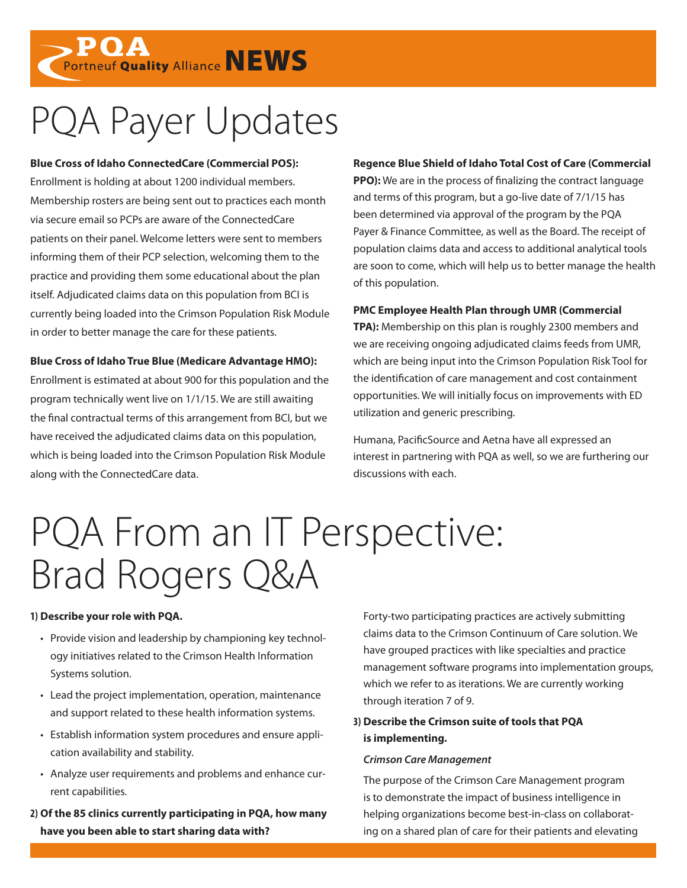# PQA Payer Updates

**Blue Cross of Idaho ConnectedCare (Commercial POS):** Enrollment is holding at about 1200 individual members. Membership rosters are being sent out to practices each month via secure email so PCPs are aware of the ConnectedCare patients on their panel. Welcome letters were sent to members informing them of their PCP selection, welcoming them to the practice and providing them some educational about the plan itself. Adjudicated claims data on this population from BCI is currently being loaded into the Crimson Population Risk Module in order to better manage the care for these patients.

**Blue Cross of Idaho True Blue (Medicare Advantage HMO):** Enrollment is estimated at about 900 for this population and the program technically went live on 1/1/15. We are still awaiting the final contractual terms of this arrangement from BCI, but we have received the adjudicated claims data on this population, which is being loaded into the Crimson Population Risk Module along with the ConnectedCare data.

**Regence Blue Shield of Idaho Total Cost of Care (Commercial PPO):** We are in the process of finalizing the contract language and terms of this program, but a go-live date of 7/1/15 has been determined via approval of the program by the PQA Payer & Finance Committee, as well as the Board. The receipt of population claims data and access to additional analytical tools are soon to come, which will help us to better manage the health of this population.

**PMC Employee Health Plan through UMR (Commercial TPA):** Membership on this plan is roughly 2300 members and we are receiving ongoing adjudicated claims feeds from UMR, which are being input into the Crimson Population Risk Tool for the identification of care management and cost containment opportunities. We will initially focus on improvements with ED utilization and generic prescribing.

Humana, PacificSource and Aetna have all expressed an interest in partnering with PQA as well, so we are furthering our discussions with each.

# PQA From an IT Perspective: Brad Rogers Q&A

**1) Describe your role with PQA.**

- Provide vision and leadership by championing key technology initiatives related to the Crimson Health Information Systems solution.
- Lead the project implementation, operation, maintenance and support related to these health information systems.
- Establish information system procedures and ensure application availability and stability.
- Analyze user requirements and problems and enhance current capabilities.

**2) Of the 85 clinics currently participating in PQA, how many have you been able to start sharing data with?**

Forty-two participating practices are actively submitting claims data to the Crimson Continuum of Care solution. We have grouped practices with like specialties and practice management software programs into implementation groups, which we refer to as iterations. We are currently working through iteration 7 of 9.

**3) Describe the Crimson suite of tools that PQA is implementing.**

***Crimson Care Management***

The purpose of the Crimson Care Management program is to demonstrate the impact of business intelligence in helping organizations become best-in-class on collaborating on a shared plan of care for their patients and elevating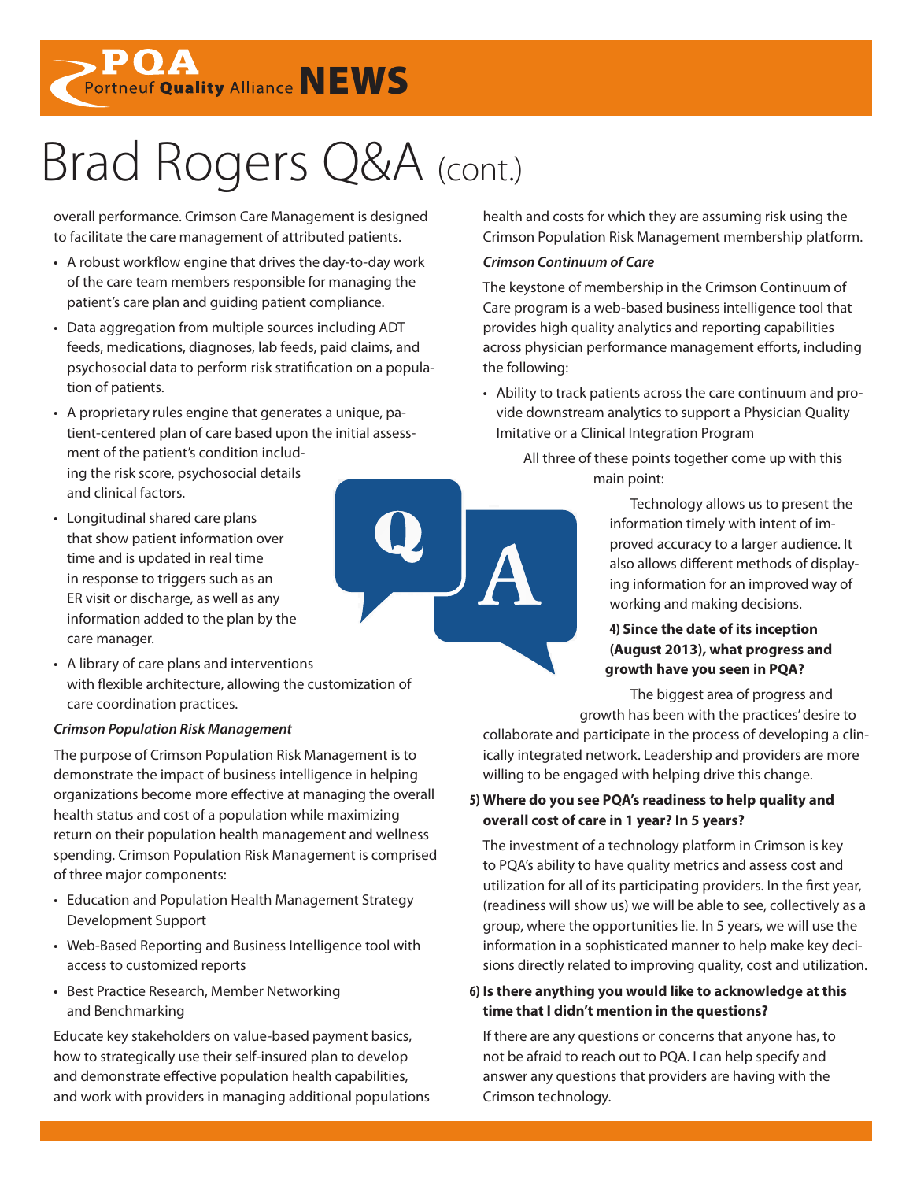# Brad Rogers Q&A (cont.)

overall performance. Crimson Care Management is designed to facilitate the care management of attributed patients.

- A robust workflow engine that drives the day-to-day work of the care team members responsible for managing the patient's care plan and guiding patient compliance.
- Data aggregation from multiple sources including ADT feeds, medications, diagnoses, lab feeds, paid claims, and psychosocial data to perform risk stratification on a population of patients.
- A proprietary rules engine that generates a unique, patient-centered plan of care based upon the initial assessment of the patient's condition including the risk score, psychosocial details and clinical factors.
- Longitudinal shared care plans that show patient information over time and is updated in real time in response to triggers such as an ER visit or discharge, as well as any information added to the plan by the care manager.
- A library of care plans and interventions with flexible architecture, allowing the customization of care coordination practices.

***Crimson Population Risk Management***

The purpose of Crimson Population Risk Management is to demonstrate the impact of business intelligence in helping organizations become more effective at managing the overall health status and cost of a population while maximizing return on their population health management and wellness spending. Crimson Population Risk Management is comprised of three major components:

- Education and Population Health Management Strategy Development Support
- Web-Based Reporting and Business Intelligence tool with access to customized reports
- Best Practice Research, Member Networking and Benchmarking

Educate key stakeholders on value-based payment basics, how to strategically use their self-insured plan to develop and demonstrate effective population health capabilities, and work with providers in managing additional populations health and costs for which they are assuming risk using the Crimson Population Risk Management membership platform.

***Crimson Continuum of Care***

The keystone of membership in the Crimson Continuum of Care program is a web-based business intelligence tool that provides high quality analytics and reporting capabilities across physician performance management efforts, including the following:

- Ability to track patients across the care continuum and provide downstream analytics to support a Physician Quality Imitative or a Clinical Integration Program

All three of these points together come up with this main point:

Technology allows us to present the information timely with intent of improved accuracy to a larger audience. It also allows different methods of displaying information for an improved way of working and making decisions.

**4) Since the date of its inception (August 2013), what progress and growth have you seen in PQA?**

The biggest area of progress and growth has been with the practices' desire to collaborate and participate in the process of developing a clinically integrated network. Leadership and providers are more willing to be engaged with helping drive this change.

**5) Where do you see PQA's readiness to help quality and overall cost of care in 1 year? In 5 years?**

The investment of a technology platform in Crimson is key to PQA's ability to have quality metrics and assess cost and utilization for all of its participating providers. In the first year, (readiness will show us) we will be able to see, collectively as a group, where the opportunities lie. In 5 years, we will use the information in a sophisticated manner to help make key decisions directly related to improving quality, cost and utilization.

**6) Is there anything you would like to acknowledge at this time that I didn't mention in the questions?**

If there are any questions or concerns that anyone has, to not be afraid to reach out to PQA. I can help specify and answer any questions that providers are having with the Crimson technology.